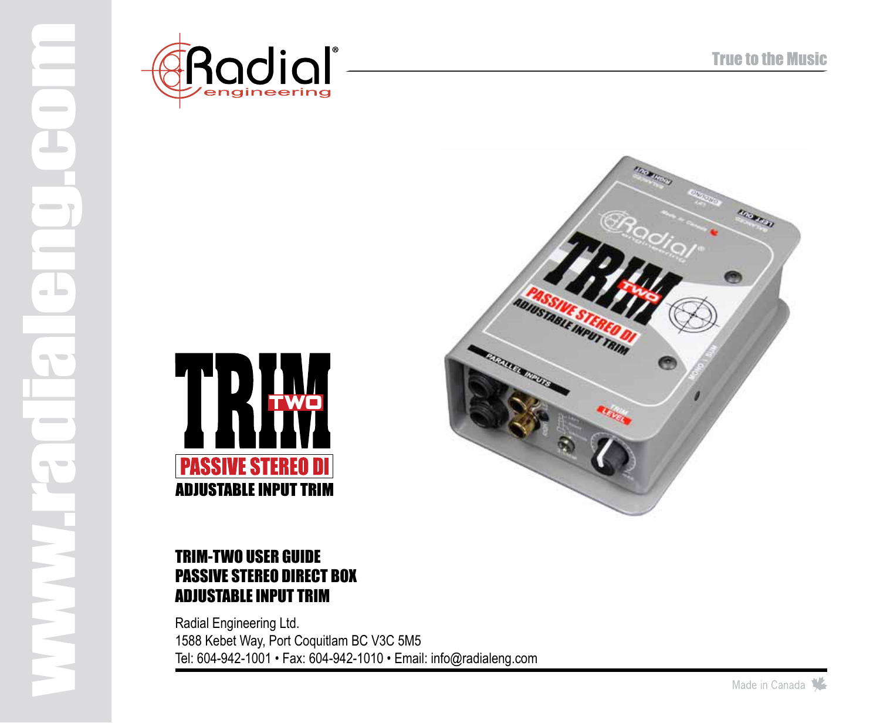# TRIM TWO

**PASSIVE STEREO DI**

**ADJUSTABLE INPUT TRIM**

## TRIM-TWO USER GUIDE
## PASSIVE STEREO DIRECT BOX
## ADJUSTABLE INPUT TRIM

Radial Engineering Ltd.
1588 Kebet Way, Port Coquitlam BC V3C 5M5
Tel: 604-942-1001 • Fax: 604-942-1010 • Email: info@radialeng.com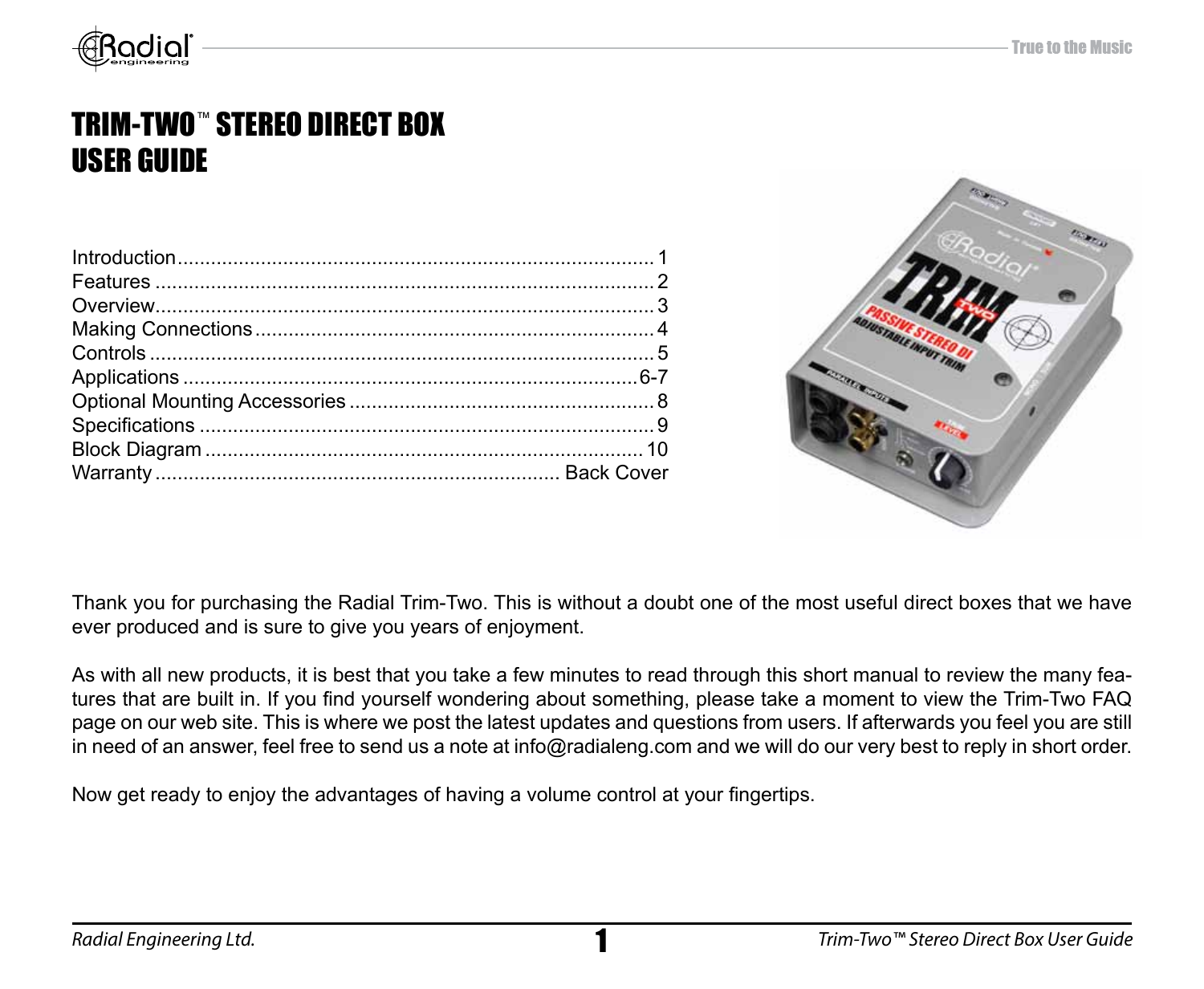# TRIM-TWO™ STEREO DIRECT BOX USER GUIDE

| | |
|---|---|
| Introduction | 1 |
| Features | 2 |
| Overview | 3 |
| Making Connections | 4 |
| Controls | 5 |
| Applications | 6-7 |
| Optional Mounting Accessories | 8 |
| Specifications | 9 |
| Block Diagram | 10 |
| Warranty | Back Cover |

Thank you for purchasing the Radial Trim-Two. This is without a doubt one of the most useful direct boxes that we have ever produced and is sure to give you years of enjoyment.

As with all new products, it is best that you take a few minutes to read through this short manual to review the many features that are built in. If you find yourself wondering about something, please take a moment to view the Trim-Two FAQ page on our web site. This is where we post the latest updates and questions from users. If afterwards you feel you are still in need of an answer, feel free to send us a note at info@radialeng.com and we will do our very best to reply in short order.

Now get ready to enjoy the advantages of having a volume control at your fingertips.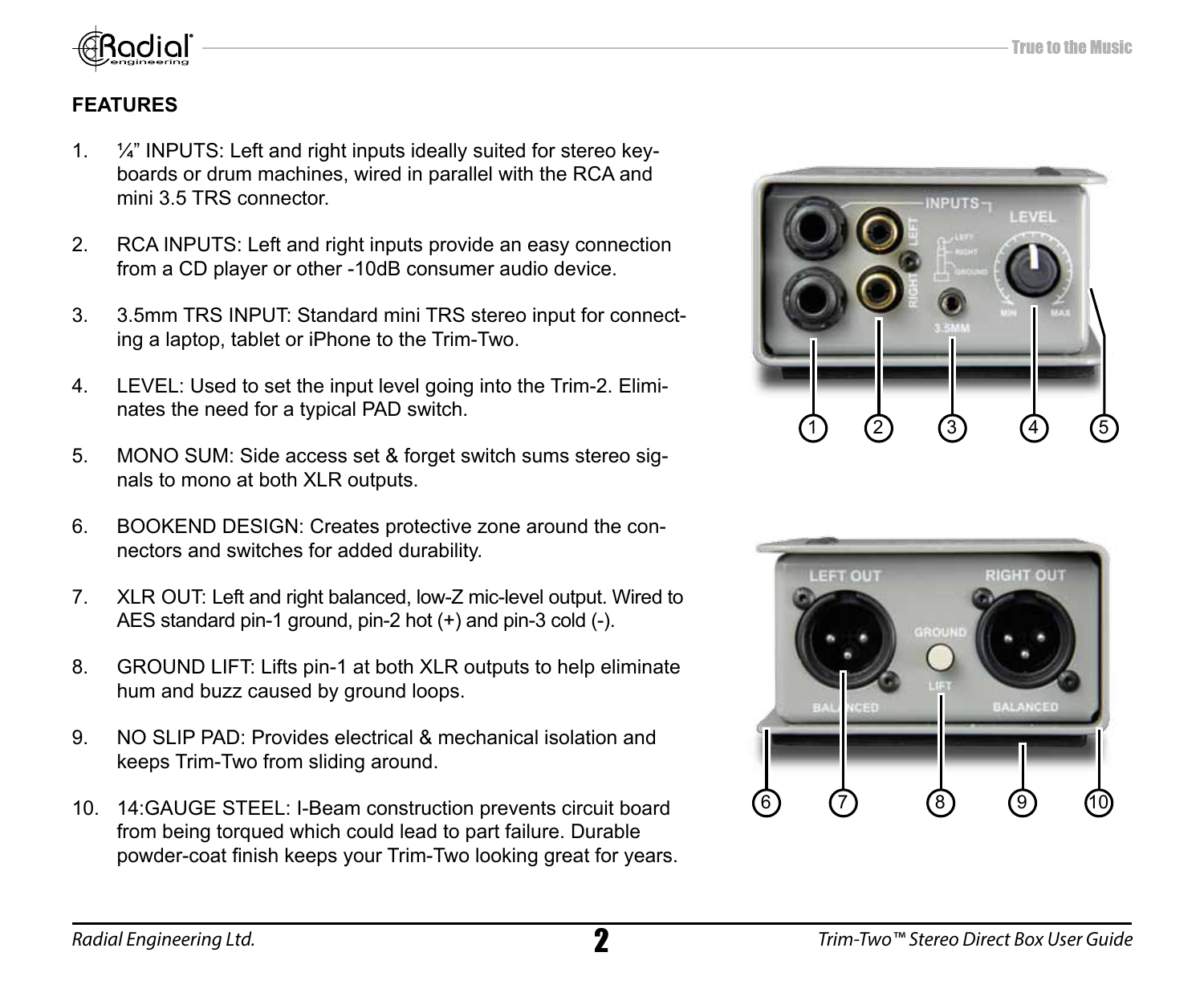## FEATURES

1. ¼" INPUTS: Left and right inputs ideally suited for stereo keyboards or drum machines, wired in parallel with the RCA and mini 3.5 TRS connector.

2. RCA INPUTS: Left and right inputs provide an easy connection from a CD player or other -10dB consumer audio device.

3. 3.5mm TRS INPUT: Standard mini TRS stereo input for connecting a laptop, tablet or iPhone to the Trim-Two.

4. LEVEL: Used to set the input level going into the Trim-2. Eliminates the need for a typical PAD switch.

5. MONO SUM: Side access set & forget switch sums stereo signals to mono at both XLR outputs.

6. BOOKEND DESIGN: Creates protective zone around the connectors and switches for added durability.

7. XLR OUT: Left and right balanced, low-Z mic-level output. Wired to AES standard pin-1 ground, pin-2 hot (+) and pin-3 cold (-).

8. GROUND LIFT: Lifts pin-1 at both XLR outputs to help eliminate hum and buzz caused by ground loops.

9. NO SLIP PAD: Provides electrical & mechanical isolation and keeps Trim-Two from sliding around.

10. 14:GAUGE STEEL: I-Beam construction prevents circuit board from being torqued which could lead to part failure. Durable powder-coat finish keeps your Trim-Two looking great for years.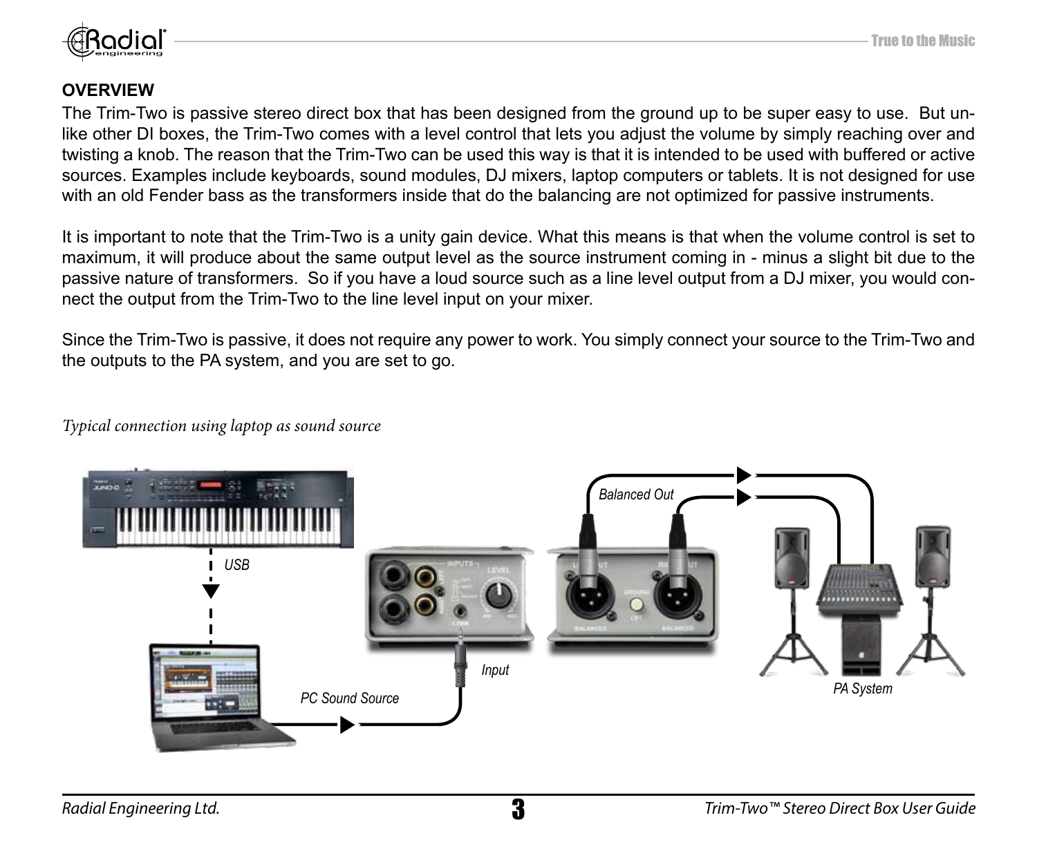## OVERVIEW

The Trim-Two is passive stereo direct box that has been designed from the ground up to be super easy to use. But unlike other DI boxes, the Trim-Two comes with a level control that lets you adjust the volume by simply reaching over and twisting a knob. The reason that the Trim-Two can be used this way is that it is intended to be used with buffered or active sources. Examples include keyboards, sound modules, DJ mixers, laptop computers or tablets. It is not designed for use with an old Fender bass as the transformers inside that do the balancing are not optimized for passive instruments.

It is important to note that the Trim-Two is a unity gain device. What this means is that when the volume control is set to maximum, it will produce about the same output level as the source instrument coming in - minus a slight bit due to the passive nature of transformers. So if you have a loud source such as a line level output from a DJ mixer, you would connect the output from the Trim-Two to the line level input on your mixer.

Since the Trim-Two is passive, it does not require any power to work. You simply connect your source to the Trim-Two and the outputs to the PA system, and you are set to go.

*Typical connection using laptop as sound source*

USB

PC Sound Source

Input

Balanced Out

PA System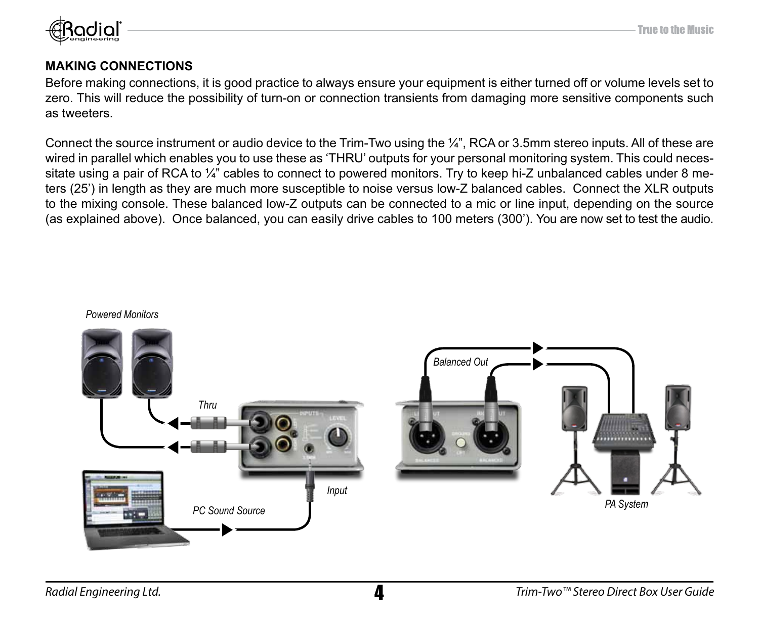## MAKING CONNECTIONS

Before making connections, it is good practice to always ensure your equipment is either turned off or volume levels set to zero. This will reduce the possibility of turn-on or connection transients from damaging more sensitive components such as tweeters.

Connect the source instrument or audio device to the Trim-Two using the ¼”, RCA or 3.5mm stereo inputs. All of these are wired in parallel which enables you to use these as ‘THRU’ outputs for your personal monitoring system. This could necessitate using a pair of RCA to ¼” cables to connect to powered monitors. Try to keep hi-Z unbalanced cables under 8 meters (25’) in length as they are much more susceptible to noise versus low-Z balanced cables. Connect the XLR outputs to the mixing console. These balanced low-Z outputs can be connected to a mic or line input, depending on the source (as explained above). Once balanced, you can easily drive cables to 100 meters (300’). You are now set to test the audio.

*Powered Monitors*

*Thru*

*Input*

*PC Sound Source*

*Balanced Out*

*PA System*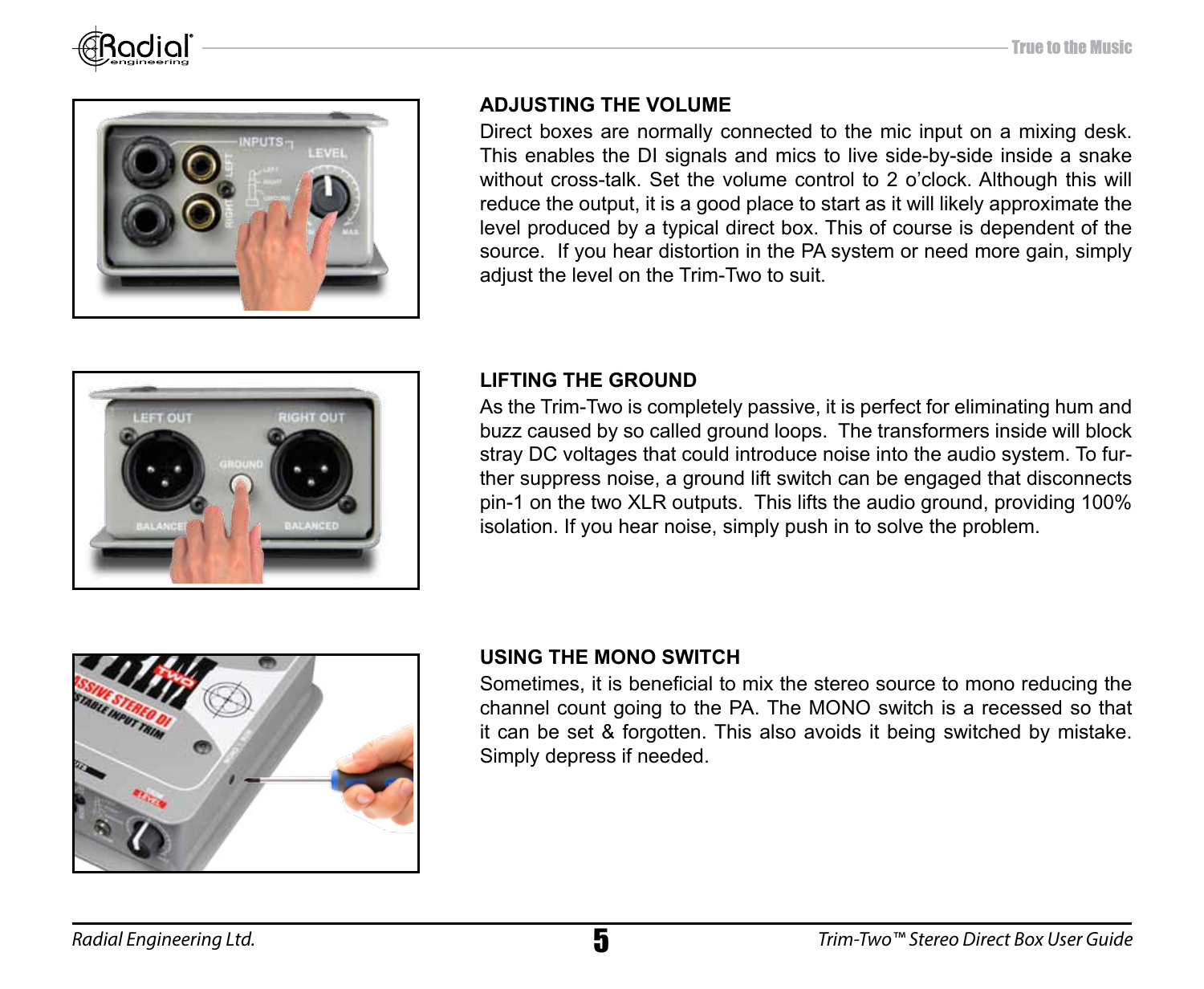## ADJUSTING THE VOLUME

Direct boxes are normally connected to the mic input on a mixing desk. This enables the DI signals and mics to live side-by-side inside a snake without cross-talk. Set the volume control to 2 o'clock. Although this will reduce the output, it is a good place to start as it will likely approximate the level produced by a typical direct box. This of course is dependent of the source. If you hear distortion in the PA system or need more gain, simply adjust the level on the Trim-Two to suit.

## LIFTING THE GROUND

As the Trim-Two is completely passive, it is perfect for eliminating hum and buzz caused by so called ground loops. The transformers inside will block stray DC voltages that could introduce noise into the audio system. To further suppress noise, a ground lift switch can be engaged that disconnects pin-1 on the two XLR outputs. This lifts the audio ground, providing 100% isolation. If you hear noise, simply push in to solve the problem.

## USING THE MONO SWITCH

Sometimes, it is beneficial to mix the stereo source to mono reducing the channel count going to the PA. The MONO switch is a recessed so that it can be set & forgotten. This also avoids it being switched by mistake. Simply depress if needed.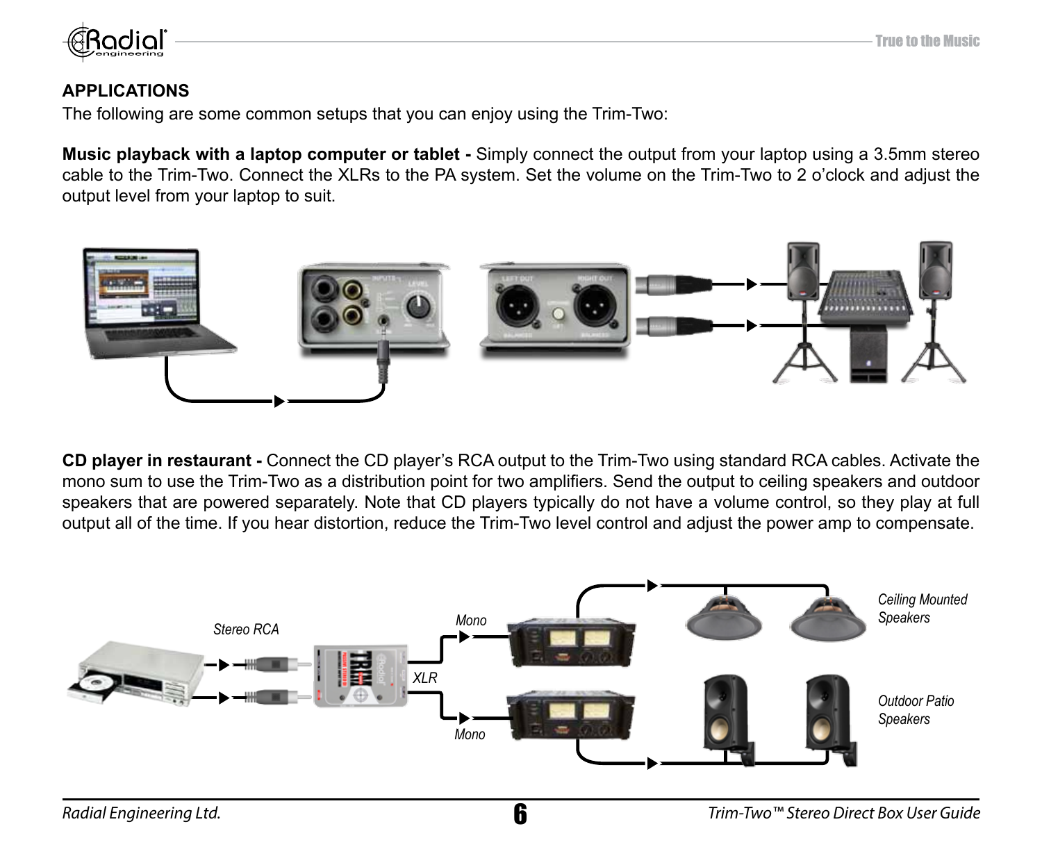## APPLICATIONS

The following are some common setups that you can enjoy using the Trim-Two:

**Music playback with a laptop computer or tablet -** Simply connect the output from your laptop using a 3.5mm stereo cable to the Trim-Two. Connect the XLRs to the PA system. Set the volume on the Trim-Two to 2 o'clock and adjust the output level from your laptop to suit.

**CD player in restaurant -** Connect the CD player's RCA output to the Trim-Two using standard RCA cables. Activate the mono sum to use the Trim-Two as a distribution point for two amplifiers. Send the output to ceiling speakers and outdoor speakers that are powered separately. Note that CD players typically do not have a volume control, so they play at full output all of the time. If you hear distortion, reduce the Trim-Two level control and adjust the power amp to compensate.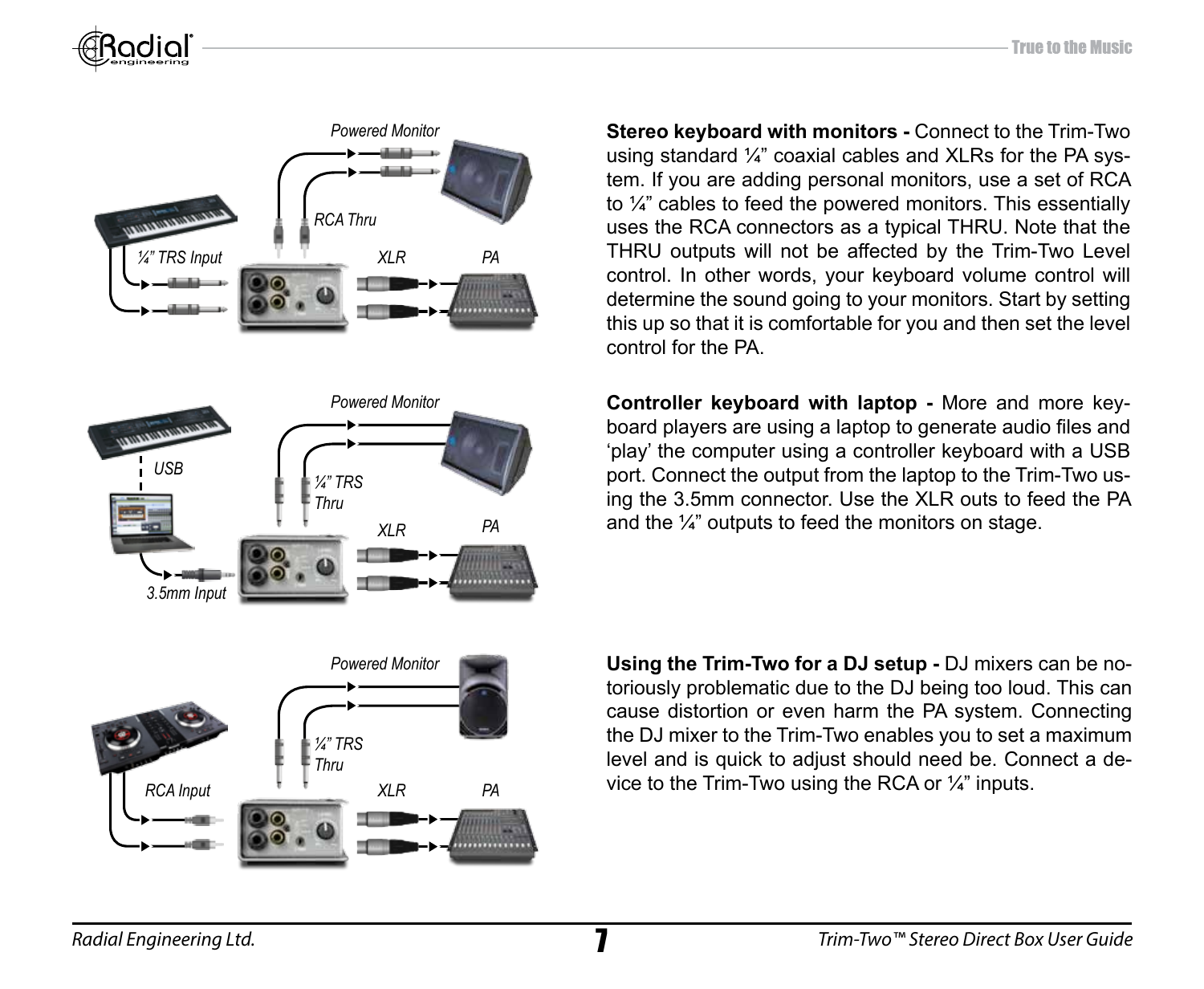**Stereo keyboard with monitors -** Connect to the Trim-Two using standard ¼" coaxial cables and XLRs for the PA system. If you are adding personal monitors, use a set of RCA to ¼" cables to feed the powered monitors. This essentially uses the RCA connectors as a typical THRU. Note that the THRU outputs will not be affected by the Trim-Two Level control. In other words, your keyboard volume control will determine the sound going to your monitors. Start by setting this up so that it is comfortable for you and then set the level control for the PA.

**Controller keyboard with laptop -** More and more keyboard players are using a laptop to generate audio files and 'play' the computer using a controller keyboard with a USB port. Connect the output from the laptop to the Trim-Two using the 3.5mm connector. Use the XLR outs to feed the PA and the ¼" outputs to feed the monitors on stage.

**Using the Trim-Two for a DJ setup -** DJ mixers can be notoriously problematic due to the DJ being too loud. This can cause distortion or even harm the PA system. Connecting the DJ mixer to the Trim-Two enables you to set a maximum level and is quick to adjust should need be. Connect a device to the Trim-Two using the RCA or ¼" inputs.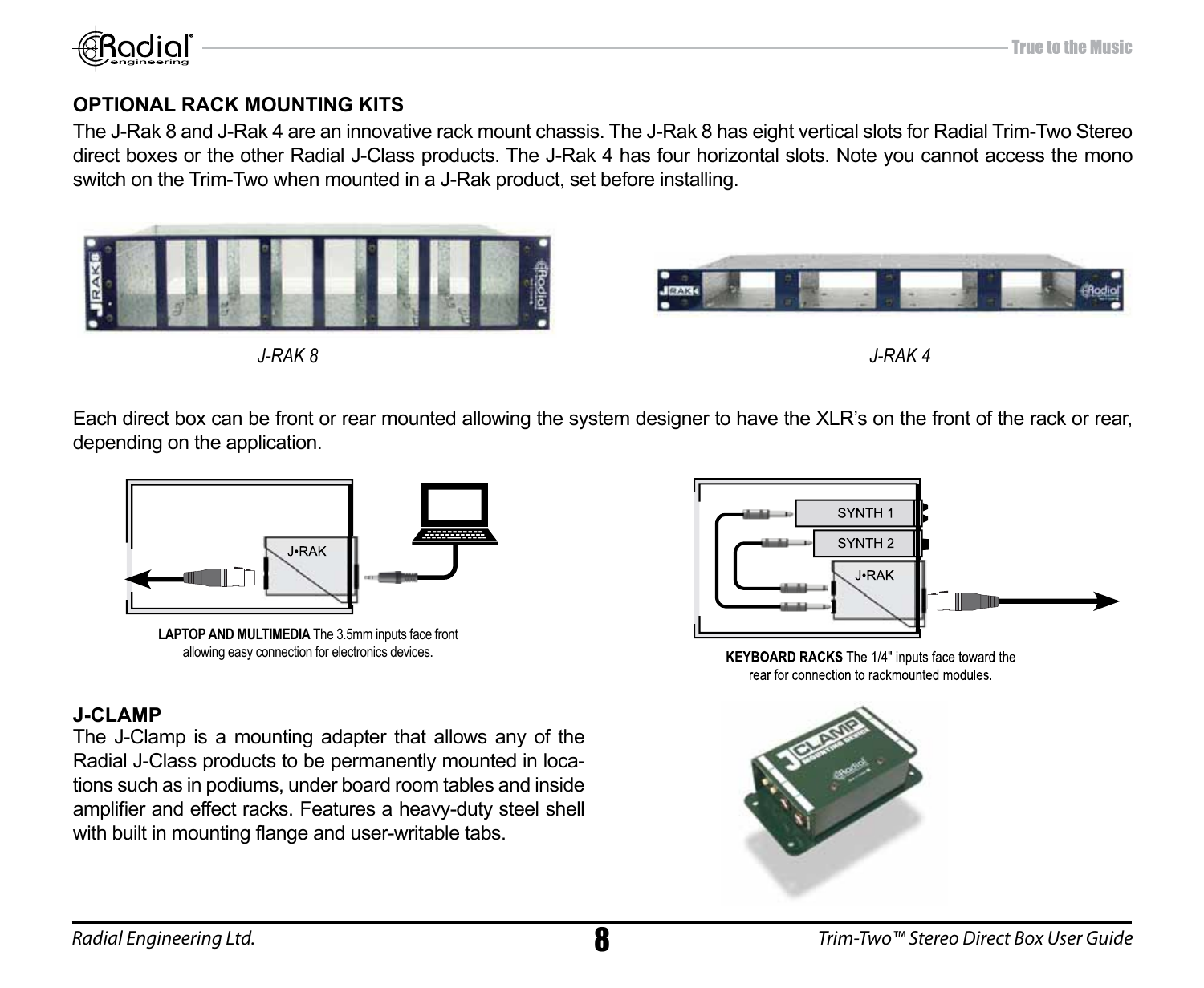## OPTIONAL RACK MOUNTING KITS

The J-Rak 8 and J-Rak 4 are an innovative rack mount chassis. The J-Rak 8 has eight vertical slots for Radial Trim-Two Stereo direct boxes or the other Radial J-Class products. The J-Rak 4 has four horizontal slots. Note you cannot access the mono switch on the Trim-Two when mounted in a J-Rak product, set before installing.

*J-RAK 8*

*J-RAK 4*

Each direct box can be front or rear mounted allowing the system designer to have the XLR's on the front of the rack or rear, depending on the application.

**LAPTOP AND MULTIMEDIA** The 3.5mm inputs face front allowing easy connection for electronics devices.

**KEYBOARD RACKS** The 1/4" inputs face toward the rear for connection to rackmounted modules.

## J-CLAMP

The J-Clamp is a mounting adapter that allows any of the Radial J-Class products to be permanently mounted in locations such as in podiums, under board room tables and inside amplifier and effect racks. Features a heavy-duty steel shell with built in mounting flange and user-writable tabs.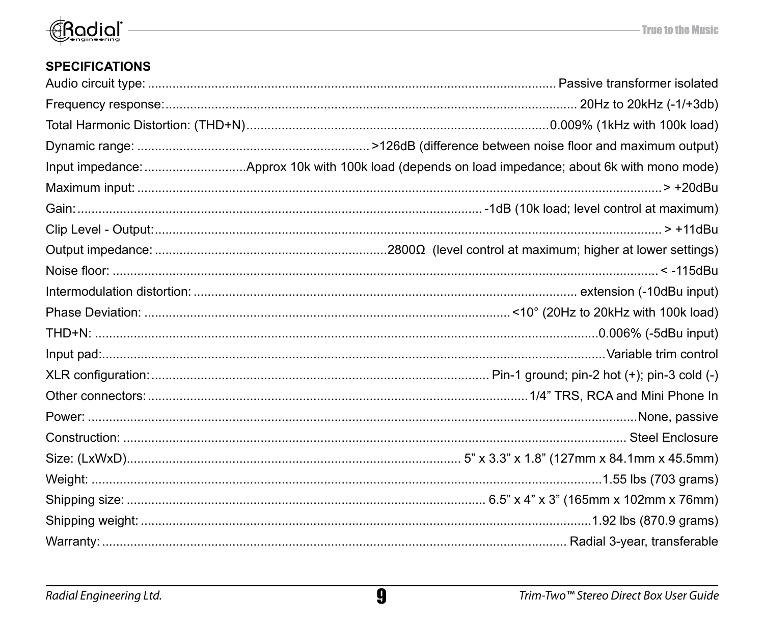## SPECIFICATIONS

Audio circuit type: ........................................ Passive transformer isolated
Frequency response: ........................................ 20Hz to 20kHz (-1/+3db)
Total Harmonic Distortion: (THD+N) ........................................ 0.009% (1kHz with 100k load)
Dynamic range: ........................................ >126dB (difference between noise floor and maximum output)
Input impedance: ........................................ Approx 10k with 100k load (depends on load impedance; about 6k with mono mode)
Maximum input: ........................................ > +20dBu
Gain: ........................................ -1dB (10k load; level control at maximum)
Clip Level - Output: ........................................ > +11dBu
Output impedance: ........................................ 2800Ω (level control at maximum; higher at lower settings)
Noise floor: ........................................ < -115dBu
Intermodulation distortion: ........................................ extension (-10dBu input)
Phase Deviation: ........................................ <10° (20Hz to 20kHz with 100k load)
THD+N: ........................................ 0.006% (-5dBu input)
Input pad: ........................................ Variable trim control
XLR configuration: ........................................ Pin-1 ground; pin-2 hot (+); pin-3 cold (-)
Other connectors: ........................................ 1/4” TRS, RCA and Mini Phone In
Power: ........................................ None, passive
Construction: ........................................ Steel Enclosure
Size: (LxWxD) ........................................ 5” x 3.3” x 1.8” (127mm x 84.1mm x 45.5mm)
Weight: ........................................ 1.55 lbs (703 grams)
Shipping size: ........................................ 6.5” x 4” x 3” (165mm x 102mm x 76mm)
Shipping weight: ........................................ 1.92 lbs (870.9 grams)
Warranty: ........................................ Radial 3-year, transferable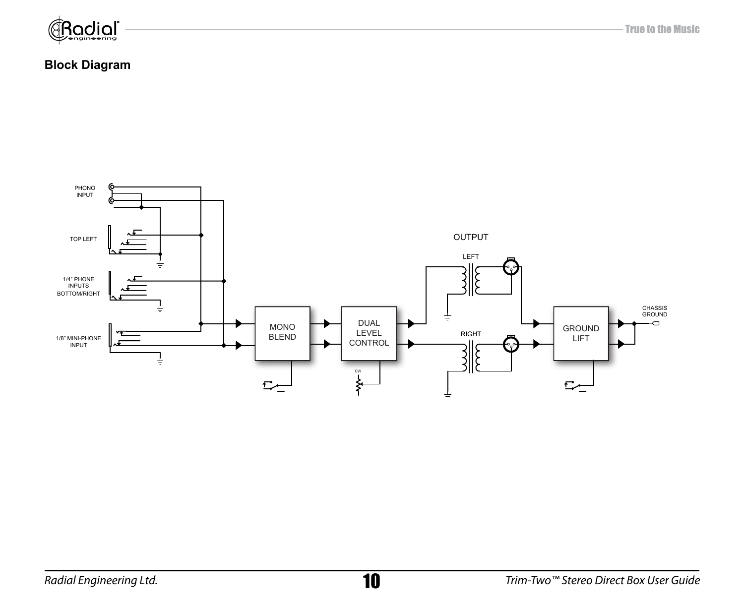## Block Diagram

PHONO INPUT

TOP LEFT

1/4" PHONE INPUTS BOTTOM/RIGHT

1/8" MINI-PHONE INPUT

MONO BLEND

DUAL LEVEL CONTROL

CW

OUTPUT

LEFT

RIGHT

GROUND LIFT

CHASSIS GROUND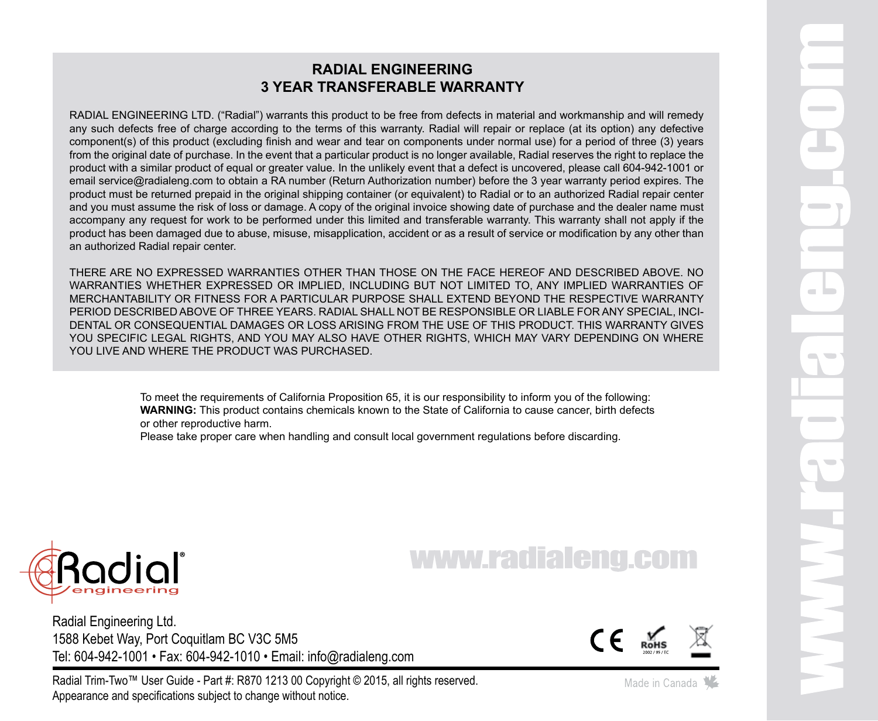## RADIAL ENGINEERING
## 3 YEAR TRANSFERABLE WARRANTY

RADIAL ENGINEERING LTD. ("Radial") warrants this product to be free from defects in material and workmanship and will remedy any such defects free of charge according to the terms of this warranty. Radial will repair or replace (at its option) any defective component(s) of this product (excluding finish and wear and tear on components under normal use) for a period of three (3) years from the original date of purchase. In the event that a particular product is no longer available, Radial reserves the right to replace the product with a similar product of equal or greater value. In the unlikely event that a defect is uncovered, please call 604-942-1001 or email service@radialeng.com to obtain a RA number (Return Authorization number) before the 3 year warranty period expires. The product must be returned prepaid in the original shipping container (or equivalent) to Radial or to an authorized Radial repair center and you must assume the risk of loss or damage. A copy of the original invoice showing date of purchase and the dealer name must accompany any request for work to be performed under this limited and transferable warranty. This warranty shall not apply if the product has been damaged due to abuse, misuse, misapplication, accident or as a result of service or modification by any other than an authorized Radial repair center.

THERE ARE NO EXPRESSED WARRANTIES OTHER THAN THOSE ON THE FACE HEREOF AND DESCRIBED ABOVE. NO WARRANTIES WHETHER EXPRESSED OR IMPLIED, INCLUDING BUT NOT LIMITED TO, ANY IMPLIED WARRANTIES OF MERCHANTABILITY OR FITNESS FOR A PARTICULAR PURPOSE SHALL EXTEND BEYOND THE RESPECTIVE WARRANTY PERIOD DESCRIBED ABOVE OF THREE YEARS. RADIAL SHALL NOT BE RESPONSIBLE OR LIABLE FOR ANY SPECIAL, INCIDENTAL OR CONSEQUENTIAL DAMAGES OR LOSS ARISING FROM THE USE OF THIS PRODUCT. THIS WARRANTY GIVES YOU SPECIFIC LEGAL RIGHTS, AND YOU MAY ALSO HAVE OTHER RIGHTS, WHICH MAY VARY DEPENDING ON WHERE YOU LIVE AND WHERE THE PRODUCT WAS PURCHASED.

To meet the requirements of California Proposition 65, it is our responsibility to inform you of the following:
**WARNING:** This product contains chemicals known to the State of California to cause cancer, birth defects or other reproductive harm.
Please take proper care when handling and consult local government regulations before discarding.

www.radialeng.com

Radial Engineering Ltd.
1588 Kebet Way, Port Coquitlam BC V3C 5M5
Tel: 604-942-1001 • Fax: 604-942-1010 • Email: info@radialeng.com

Radial Trim-Two™ User Guide - Part #: R870 1213 00 Copyright © 2015, all rights reserved.
Appearance and specifications subject to change without notice.

Made in Canada

www.radialeng.com